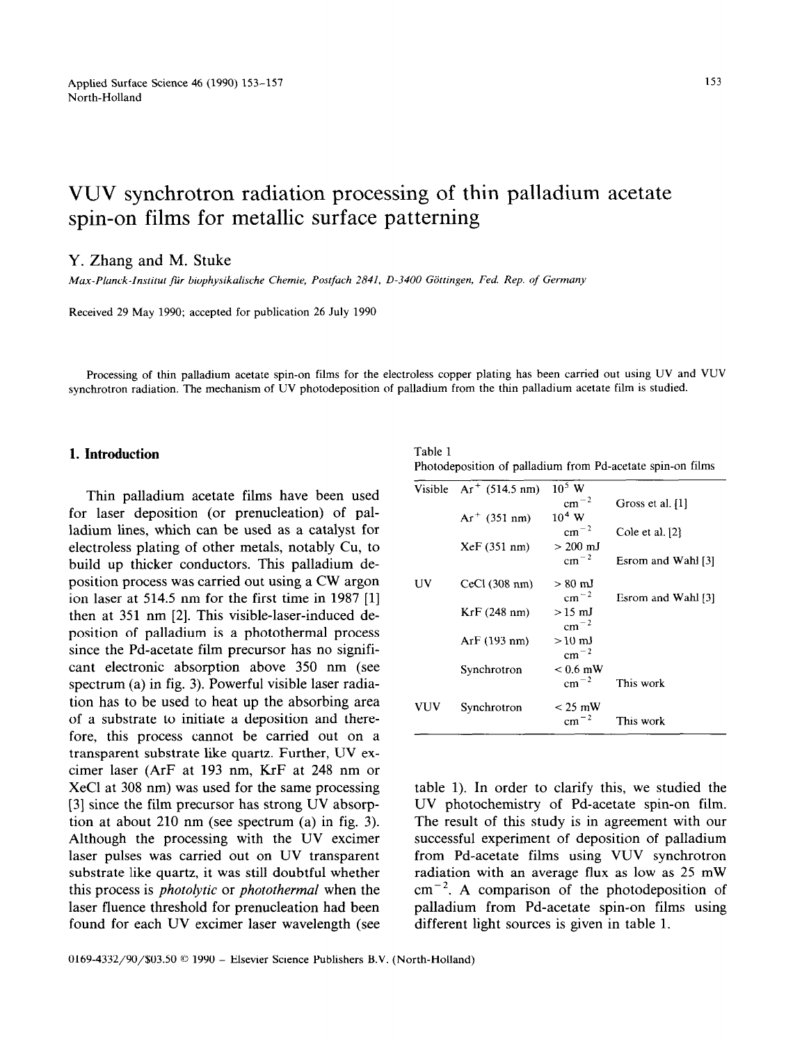# VUV synchrotron radiation processing of thin palladium acetate spin-on films for metallic surface patterning

Y. Zhang and M. Stuke

*Max-Planck-Institut für biophysikalische Chemie, Postfach 2841, D-3400 Göttingen, Fed. Rep. of Germany*

Received 29 May 1990; accepted for publication 26 July 1990

Processing of thin palladium acetate spin-on films for the electroless copper plating has been carried out using UV and VUV synchrotron radiation. The mechanism of UV photodeposition of palladium from the thin palladium acetate film is studied.

## 1. Introduction

Thin palladium acetate films have been used for laser deposition (or prenucleation) of palladium lines, which can be used as a catalyst for electroless plating of other metals, notably Cu, to build up thicker conductors. This palladium deposition process was carried out using a CW argon ion laser at 514.5 nm for the first time in 1987 [1] then at 351 nm [2]. This visible-laser-induced deposition of palladium is a photothermal process since the Pd-acetate film precursor has no significant electronic absorption above 350 nm (see spectrum (a) in fig. 3). Powerful visible laser radiation has to be used to heat up the absorbing area of a substrate to initiate a deposition and therefore, this process cannot be carried out on a transparent substrate like quartz. Further, UV excimer laser (ArF at 193 nm, KrF at 248 nm or XeCl at 308 nm) was used for the same processing [3] since the film precursor has strong UV absorption at about 210 nm (see spectrum (a) in fig. 3). Although the processing with the UV excimer laser pulses was carried out on UV transparent substrate like quartz, it was still doubtful whether this process is *photolytic* or *photothermal* when the laser fluence threshold for prenucleation had been found for each UV excimer laser wavelength (see table 1). In order to clarify this, we studied the UV photochemistry of Pd-acetate spin-on film. The result of this study is in agreement with our successful experiment of deposition of palladium from Pd-acetate films using VUV synchrotron radiation with an average flux as low as 25 mW $cm^{-2}$. A comparison of the photodeposition of palladium from Pd-acetate spin-on films using different light sources is given in table 1.

Table 1
Photodeposition of palladium from Pd-acetate spin-on films

| | | | |
|---|---|---|---|
| Visible | $Ar^+$ (514.5 nm) | $10^5$ W $cm^{-2}$ | Gross et al. [1] |
| | $Ar^+$ (351 nm) | $10^4$ W $cm^{-2}$ | Cole et al. [2] |
| | XeF (351 nm) | > 200 mJ $cm^{-2}$ | Esrom and Wahl [3] |
| UV | CeCl (308 nm) | > 80 mJ $cm^{-2}$ | Esrom and Wahl [3] |
| | KrF (248 nm) | > 15 mJ $cm^{-2}$ | |
| | ArF (193 nm) | > 10 mJ $cm^{-2}$ | |
| | Synchrotron | < 0.6 mW $cm^{-2}$ | This work |
| VUV | Synchrotron | < 25 mW $cm^{-2}$ | This work |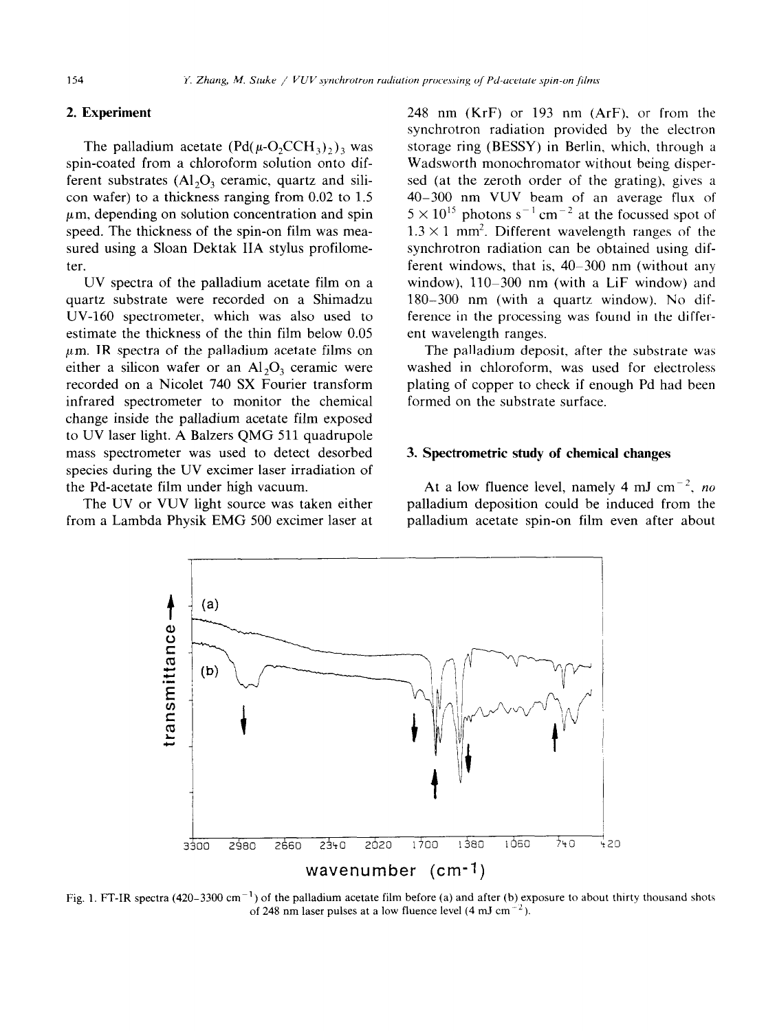## 2. Experiment

The palladium acetate $(Pd(\mu\text{-}O_2CCH_3)_2)_3$ was spin-coated from a chloroform solution onto different substrates ($Al_2O_3$ ceramic, quartz and silicon wafer) to a thickness ranging from 0.02 to 1.5 μm, depending on solution concentration and spin speed. The thickness of the spin-on film was measured using a Sloan Dektak IIA stylus profilometer.

UV spectra of the palladium acetate film on a quartz substrate were recorded on a Shimadzu UV-160 spectrometer, which was also used to estimate the thickness of the thin film below 0.05 μm. IR spectra of the palladium acetate films on either a silicon wafer or an $Al_2O_3$ ceramic were recorded on a Nicolet 740 SX Fourier transform infrared spectrometer to monitor the chemical change inside the palladium acetate film exposed to UV laser light. A Balzers QMG 511 quadrupole mass spectrometer was used to detect desorbed species during the UV excimer laser irradiation of the Pd-acetate film under high vacuum.

The UV or VUV light source was taken either from a Lambda Physik EMG 500 excimer laser at 248 nm (KrF) or 193 nm (ArF), or from the synchrotron radiation provided by the electron storage ring (BESSY) in Berlin, which, through a Wadsworth monochromator without being dispersed (at the zeroth order of the grating), gives a 40–300 nm VUV beam of an average flux of $5 \times 10^{15}$ photons $s^{-1}$ $cm^{-2}$ at the focussed spot of $1.3 \times 1$ $mm^2$. Different wavelength ranges of the synchrotron radiation can be obtained using different windows, that is, 40–300 nm (without any window), 110–300 nm (with a LiF window) and 180–300 nm (with a quartz window). No difference in the processing was found in the different wavelength ranges.

The palladium deposit, after the substrate was washed in chloroform, was used for electroless plating of copper to check if enough Pd had been formed on the substrate surface.

## 3. Spectrometric study of chemical changes

At a low fluence level, namely 4 mJ $cm^{-2}$, *no* palladium deposition could be induced from the palladium acetate spin-on film even after about

Fig. 1. FT-IR spectra (420–3300 $cm^{-1}$) of the palladium acetate film before (a) and after (b) exposure to about thirty thousand shots of 248 nm laser pulses at a low fluence level (4 mJ $cm^{-2}$).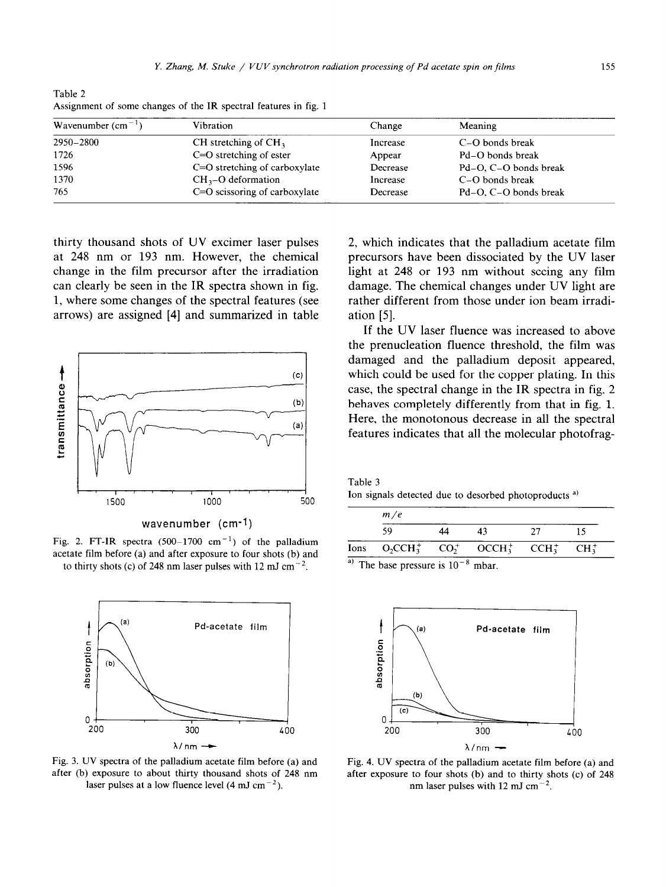Table 2
Assignment of some changes of the IR spectral features in fig. 1

| Wavenumber ($cm^{-1}$) | Vibration | Change | Meaning |
|---|---|---|---|
| 2950–2800 | CH stretching of $CH_3$ | Increase | C–O bonds break |
| 1726 | C=O stretching of ester | Appear | Pd–O bonds break |
| 1596 | C=O stretching of carboxylate | Decrease | Pd–O, C–O bonds break |
| 1370 | $CH_3$–O deformation | Increase | C–O bonds break |
| 765 | C=O scissoring of carboxylate | Decrease | Pd–O, C–O bonds break |

thirty thousand shots of UV excimer laser pulses at 248 nm or 193 nm. However, the chemical change in the film precursor after the irradiation can clearly be seen in the IR spectra shown in fig. 1, where some changes of the spectral features (see arrows) are assigned [4] and summarized in table 2, which indicates that the palladium acetate film precursors have been dissociated by the UV laser light at 248 or 193 nm without seeing any film damage. The chemical changes under UV light are rather different from those under ion beam irradiation [5].

Fig. 2. FT-IR spectra (500–1700 $cm^{-1}$) of the palladium acetate film before (a) and after exposure to four shots (b) and to thirty shots (c) of 248 nm laser pulses with 12 mJ $cm^{-2}$.

If the UV laser fluence was increased to above the prenucleation fluence threshold, the film was damaged and the palladium deposit appeared, which could be used for the copper plating. In this case, the spectral change in the IR spectra in fig. 2 behaves completely differently from that in fig. 1. Here, the monotonous decrease in all the spectral features indicates that all the molecular photofrag-

Table 3
Ion signals detected due to desorbed photoproducts [a)]

| | m/e | | | | |
|---|---|---|---|---|---|
| | 59 | 44 | 43 | 27 | 15 |
| Ions | $O_2CCH_3^+$ | $CO_2^+$ | $OCCH_3^+$ | $CCH_3^+$ | $CH_3^+$ |

[a)] The base pressure is $10^{-8}$ mbar.

Fig. 3. UV spectra of the palladium acetate film before (a) and after (b) exposure to about thirty thousand shots of 248 nm laser pulses at a low fluence level (4 mJ $cm^{-2}$).

Fig. 4. UV spectra of the palladium acetate film before (a) and after exposure to four shots (b) and to thirty shots (c) of 248 nm laser pulses with 12 mJ $cm^{-2}$.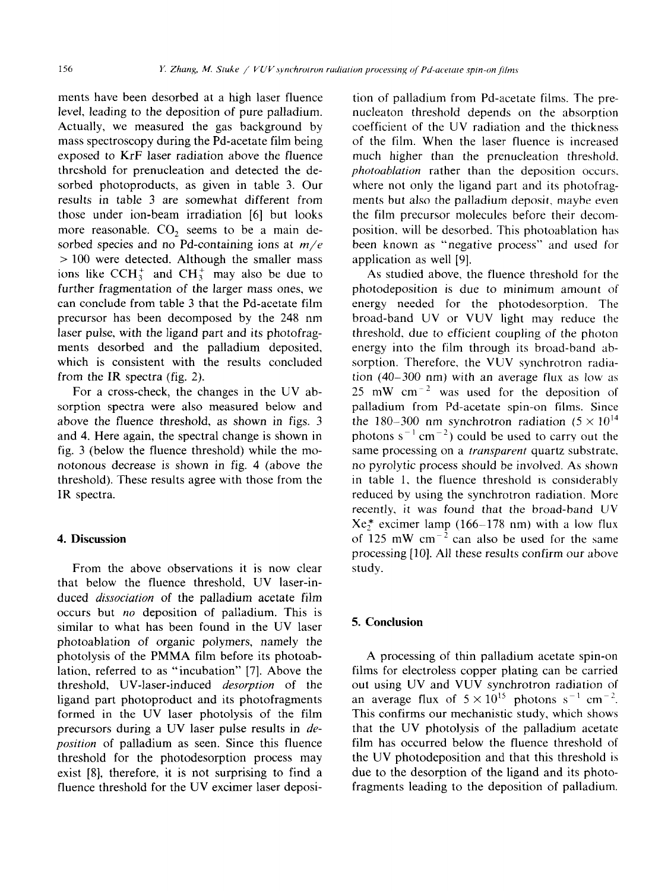ments have been desorbed at a high laser fluence level, leading to the deposition of pure palladium. Actually, we measured the gas background by mass spectroscopy during the Pd-acetate film being exposed to KrF laser radiation above the fluence threshold for prenucleation and detected the desorbed photoproducts, as given in table 3. Our results in table 3 are somewhat different from those under ion-beam irradiation [6] but looks more reasonable. $CO_2$ seems to be a main desorbed species and no Pd-containing ions at $m/e > 100$ were detected. Although the smaller mass ions like $CCH_3^+$ and $CH_3^+$ may also be due to further fragmentation of the larger mass ones, we can conclude from table 3 that the Pd-acetate film precursor has been decomposed by the 248 nm laser pulse, with the ligand part and its photofragments desorbed and the palladium deposited, which is consistent with the results concluded from the IR spectra (fig. 2).

For a cross-check, the changes in the UV absorption spectra were also measured below and above the fluence threshold, as shown in figs. 3 and 4. Here again, the spectral change is shown in fig. 3 (below the fluence threshold) while the monotonous decrease is shown in fig. 4 (above the threshold). These results agree with those from the IR spectra.

## 4. Discussion

From the above observations it is now clear that below the fluence threshold, UV laser-induced *dissociation* of the palladium acetate film occurs but *no* deposition of palladium. This is similar to what has been found in the UV laser photoablation of organic polymers, namely the photolysis of the PMMA film before its photoablation, referred to as "incubation" [7]. Above the threshold, UV-laser-induced *desorption* of the ligand part photoproduct and its photofragments formed in the UV laser photolysis of the film precursors during a UV laser pulse results in *deposition* of palladium as seen. Since this fluence threshold for the photodesorption process may exist [8], therefore, it is not surprising to find a fluence threshold for the UV excimer laser deposition of palladium from Pd-acetate films. The prenucleaton threshold depends on the absorption coefficient of the UV radiation and the thickness of the film. When the laser fluence is increased much higher than the prenucleation threshold, *photoablation* rather than the deposition occurs, where not only the ligand part and its photofragments but also the palladium deposit, maybe even the film precursor molecules before their decomposition, will be desorbed. This photoablation has been known as "negative process" and used for application as well [9].

As studied above, the fluence threshold for the photodeposition is due to minimum amount of energy needed for the photodesorption. The broad-band UV or VUV light may reduce the threshold, due to efficient coupling of the photon energy into the film through its broad-band absorption. Therefore, the VUV synchrotron radiation (40–300 nm) with an average flux as low as 25 mW $cm^{-2}$ was used for the deposition of palladium from Pd-acetate spin-on films. Since the 180–300 nm synchrotron radiation ($5 \times 10^{14}$ photons $s^{-1}$ $cm^{-2}$) could be used to carry out the same processing on a *transparent* quartz substrate, no pyrolytic process should be involved. As shown in table 1, the fluence threshold is considerably reduced by using the synchrotron radiation. More recently, it was found that the broad-band UV $Xe_2^*$ excimer lamp (166–178 nm) with a low flux of 125 mW $cm^{-2}$ can also be used for the same processing [10]. All these results confirm our above study.

## 5. Conclusion

A processing of thin palladium acetate spin-on films for electroless copper plating can be carried out using UV and VUV synchrotron radiation of an average flux of $5 \times 10^{15}$ photons $s^{-1}$ $cm^{-2}$. This confirms our mechanistic study, which shows that the UV photolysis of the palladium acetate film has occurred below the fluence threshold of the UV photodeposition and that this threshold is due to the desorption of the ligand and its photofragments leading to the deposition of palladium.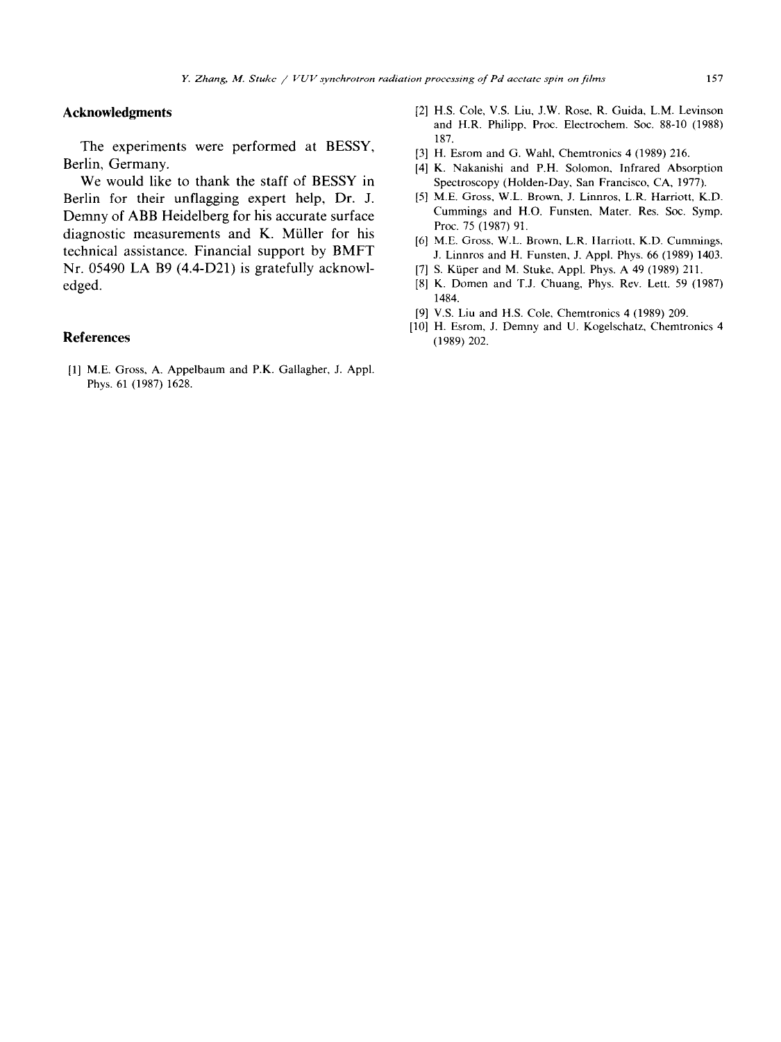## Acknowledgments

The experiments were performed at BESSY, Berlin, Germany.

We would like to thank the staff of BESSY in Berlin for their unflagging expert help, Dr. J. Demny of ABB Heidelberg for his accurate surface diagnostic measurements and K. Müller for his technical assistance. Financial support by BMFT Nr. 05490 LA B9 (4.4-D21) is gratefully acknowledged.

## References

[1] M.E. Gross, A. Appelbaum and P.K. Gallagher, J. Appl. Phys. 61 (1987) 1628.

[2] H.S. Cole, V.S. Liu, J.W. Rose, R. Guida, L.M. Levinson and H.R. Philipp, Proc. Electrochem. Soc. 88-10 (1988) 187.

[3] H. Esrom and G. Wahl, Chemtronics 4 (1989) 216.

[4] K. Nakanishi and P.H. Solomon, Infrared Absorption Spectroscopy (Holden-Day, San Francisco, CA, 1977).

[5] M.E. Gross, W.L. Brown, J. Linnros, L.R. Harriott, K.D. Cummings and H.O. Funsten, Mater. Res. Soc. Symp. Proc. 75 (1987) 91.

[6] M.E. Gross, W.L. Brown, L.R. Harriott, K.D. Cummings, J. Linnros and H. Funsten, J. Appl. Phys. 66 (1989) 1403.

[7] S. Küper and M. Stuke, Appl. Phys. A 49 (1989) 211.

[8] K. Domen and T.J. Chuang, Phys. Rev. Lett. 59 (1987) 1484.

[9] V.S. Liu and H.S. Cole, Chemtronics 4 (1989) 209.

[10] H. Esrom, J. Demny and U. Kogelschatz, Chemtronics 4 (1989) 202.